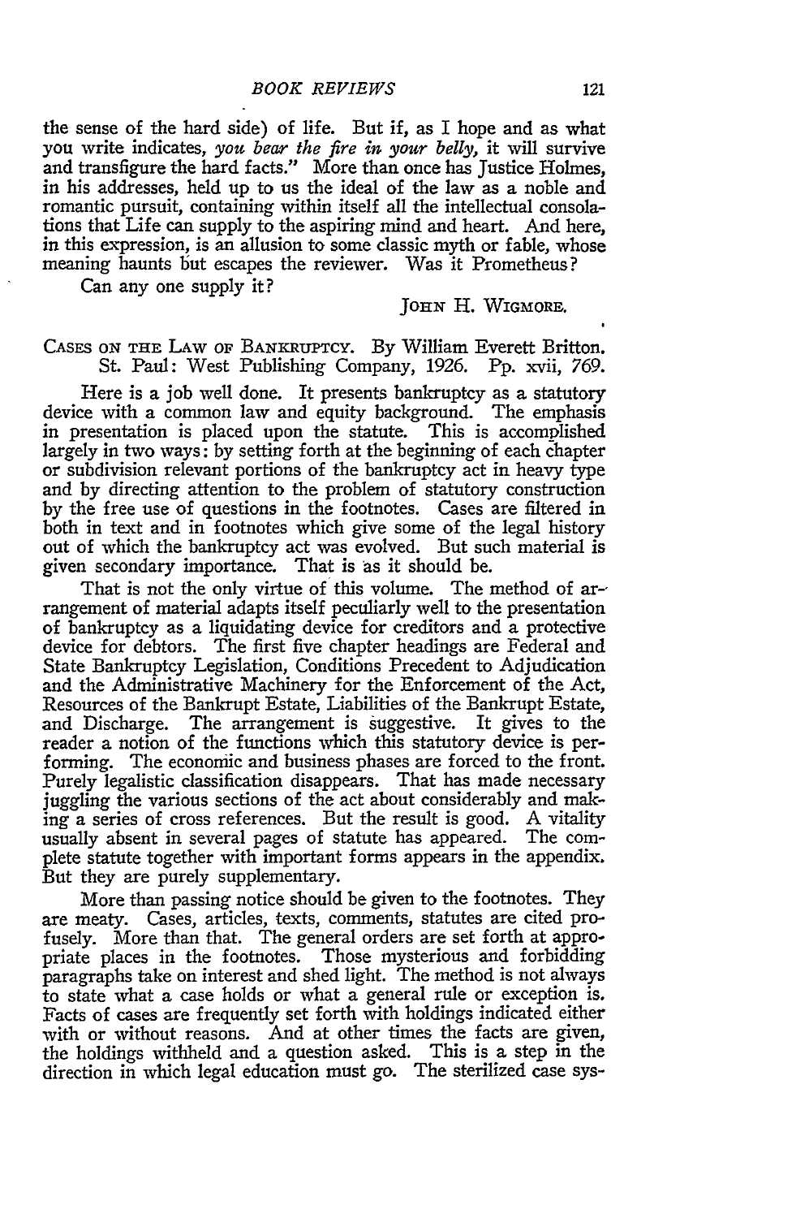the sense of the hard side) of life. But if, as I hope and as what you write indicates, *you bear the fire in your belly,* it will survive and transfigure the hard facts." More than once has Justice Holmes, in his addresses, held up to us the ideal of the law as a noble and romantic pursuit, containing within itself all the intellectual consolations that Life can supply to the aspiring mind and heart. And here, in this expression, is an allusion to some classic myth or fable, whose meaning haunts but escapes the reviewer. Was it Prometheus?

Can any one supply it?

JOHN H. WIGMORE.

CASES ON THE LAW OF BANKRUPTCY. By William Everett Britton. St. Paul: West Publishing Company, 1926. Pp. xvii, 769.

Here is a job well done. It presents bankruptcy as a statutory device with a common law and equity background. The emphasis in presentation is placed upon the statute. This is accomplished largely in two ways: by setting forth at the beginning of each chapter or subdivision relevant portions of the bankruptcy act in heavy type and by directing attention to the problem of statutory construction by the free use of questions in the footnotes. Cases are filtered in both in text and in footnotes which give some of the legal history out of which the bankruptcy act was evolved. But such material is given secondary importance. That is as it should be.

That is not the only virtue of this volume. The method of arrangement of material adapts itself peculiarly well to the presentation of bankruptcy as a liquidating device for creditors and a protective device for debtors. The first five chapter headings are Federal and State Bankruptcy Legislation, Conditions Precedent to Adjudication and the Administrative Machinery for the Enforcement of the Act, Resources of the Bankrupt Estate, Liabilities of the Bankrupt Estate, and Discharge. The arrangement is suggestive. It gives to the reader a notion of the functions which this statutory device is performing. The economic and business phases are forced to the front. Purely legalistic classification disappears. That has made necessary juggling the various sections of the act about considerably and making a series of cross references. But the result is good. A vitality usually absent in several pages of statute has appeared. The complete statute together with important forms appears in the appendix. But they are purely supplementary.

More than passing notice should be given to the footnotes. They are meaty. Cases, articles, texts, comments, statutes are cited profusely. More than that. The general orders are set forth at appropriate places in the footnotes. Those mysterious and forbidding paragraphs take on interest and shed light. The method is not always to state what a case holds or what a general rule or exception is. Facts of cases are frequently set forth with holdings indicated either with or without reasons. And at other times the facts are given, the holdings withheld and a question asked. This is a step in the direction in which legal education must go. The sterilized case sys-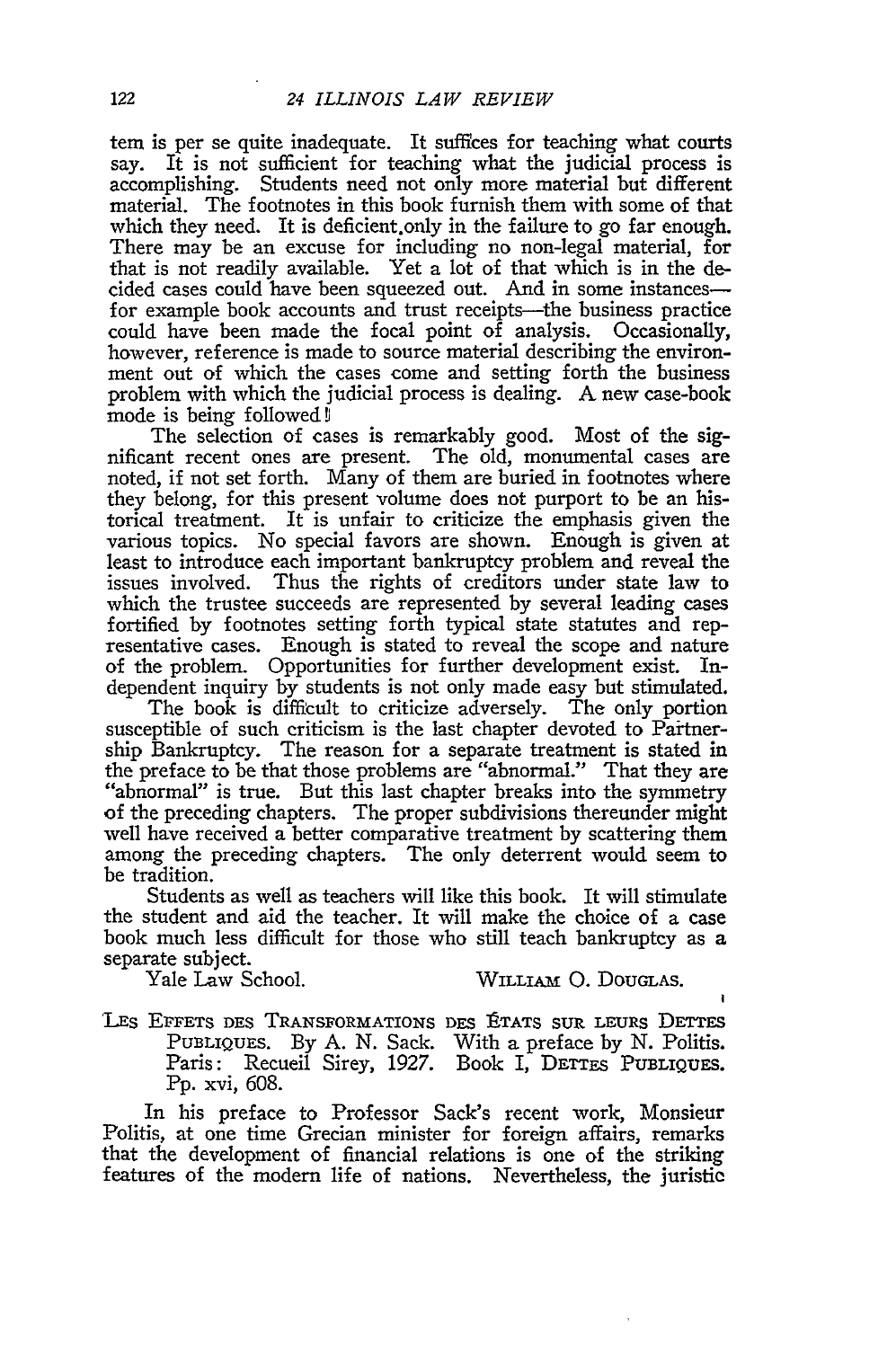tem is per se quite inadequate. It suffices for teaching what courts say. It is not sufficient for teaching what the judicial process is accomplishing. Students need not only more material but different material. The footnotes in this book furnish them with some of that which they need. It is deficient only in the failure to go far enough. There may be an excuse for including no non-legal material, for that is not readily available. Yet a lot of that which is in the decided cases could have been squeezed out. And in some instances—for example book accounts and trust receipts—the business practice could have been made the focal point of analysis. Occasionally, however, reference is made to source material describing the environment out of which the cases come and setting forth the business problem with which the judicial process is dealing. A new case-book mode is being followed!

The selection of cases is remarkably good. Most of the significant recent ones are present. The old, monumental cases are noted, if not set forth. Many of them are buried in footnotes where they belong, for this present volume does not purport to be an historical treatment. It is unfair to criticize the emphasis given the various topics. No special favors are shown. Enough is given at least to introduce each important bankruptcy problem and reveal the issues involved. Thus the rights of creditors under state law to which the trustee succeeds are represented by several leading cases fortified by footnotes setting forth typical state statutes and representative cases. Enough is stated to reveal the scope and nature of the problem. Opportunities for further development exist. Independent inquiry by students is not only made easy but stimulated.

The book is difficult to criticize adversely. The only portion susceptible of such criticism is the last chapter devoted to Partnership Bankruptcy. The reason for a separate treatment is stated in the preface to be that those problems are "abnormal." That they are "abnormal" is true. But this last chapter breaks into the symmetry of the preceding chapters. The proper subdivisions thereunder might well have received a better comparative treatment by scattering them among the preceding chapters. The only deterrent would seem to be tradition.

Students as well as teachers will like this book. It will stimulate the student and aid the teacher. It will make the choice of a case book much less difficult for those who still teach bankruptcy as a separate subject.

Yale Law School. WILLIAM O. DOUGLAS.

LES EFFETS DES TRANSFORMATIONS DES ÉTATS SUR LEURS DETTES PUBLIQUES. By A. N. Sack. With a preface by N. Politis. Paris: Recueil Sirey, 1927. Book I, DETTES PUBLIQUES. Pp. xvi, 608.

In his preface to Professor Sack's recent work, Monsieur Politis, at one time Grecian minister for foreign affairs, remarks that the development of financial relations is one of the striking features of the modern life of nations. Nevertheless, the juristic